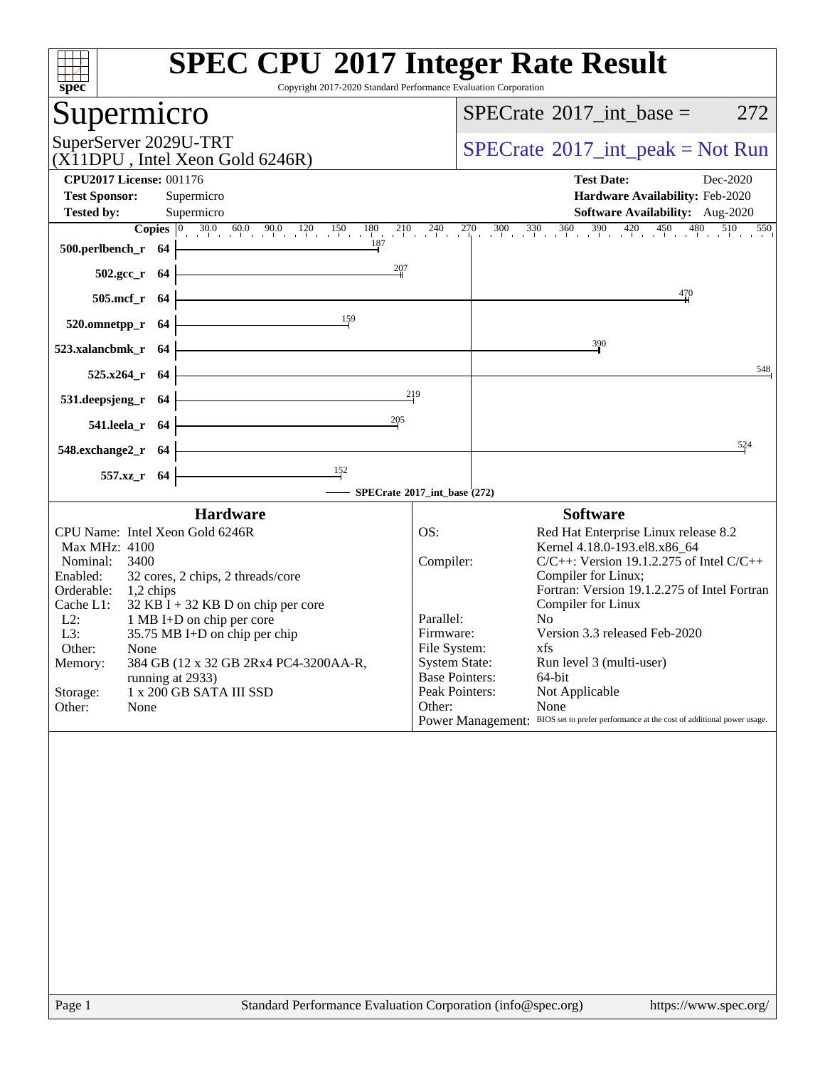# SPEC CPU 2017 Integer Rate Result

Copyright 2017-2020 Standard Performance Evaluation Corporation

## Supermicro

SuperServer 2029U-TRT
(X11DPU , Intel Xeon Gold 6246R)

SPECrate 2017_int_base = 272

SPECrate 2017_int_peak = Not Run

**CPU2017 License:** 001176
**Test Sponsor:** Supermicro
**Tested by:** Supermicro

**Test Date:** Dec-2020
**Hardware Availability:** Feb-2020
**Software Availability:** Aug-2020

| Benchmark | Copies | SPECrate 2017_int_base (272) |
|---|---|---|
| 500.perlbench_r | 64 | 187 |
| 502.gcc_r | 64 | 207 |
| 505.mcf_r | 64 | 470 |
| 520.omnetpp_r | 64 | 159 |
| 523.xalancbmk_r | 64 | 390 |
| 525.x264_r | 64 | 548 |
| 531.deepsjeng_r | 64 | 219 |
| 541.leela_r | 64 | 205 |
| 548.exchange2_r | 64 | 524 |
| 557.xz_r | 64 | 152 |

### Hardware

| | |
|---|---|
| CPU Name: | Intel Xeon Gold 6246R |
| Max MHz: | 4100 |
| Nominal: | 3400 |
| Enabled: | 32 cores, 2 chips, 2 threads/core |
| Orderable: | 1,2 chips |
| Cache L1: | 32 KB I + 32 KB D on chip per core |
| L2: | 1 MB I+D on chip per core |
| L3: | 35.75 MB I+D on chip per chip |
| Other: | None |
| Memory: | 384 GB (12 x 32 GB 2Rx4 PC4-3200AA-R, running at 2933) |
| Storage: | 1 x 200 GB SATA III SSD |
| Other: | None |

### Software

| | |
|---|---|
| OS: | Red Hat Enterprise Linux release 8.2 Kernel 4.18.0-193.el8.x86_64 |
| Compiler: | C/C++: Version 19.1.2.275 of Intel C/C++ Compiler for Linux; Fortran: Version 19.1.2.275 of Intel Fortran Compiler for Linux |
| Parallel: | No |
| Firmware: | Version 3.3 released Feb-2020 |
| File System: | xfs |
| System State: | Run level 3 (multi-user) |
| Base Pointers: | 64-bit |
| Peak Pointers: | Not Applicable |
| Other: | None |
| Power Management: | BIOS set to prefer performance at the cost of additional power usage. |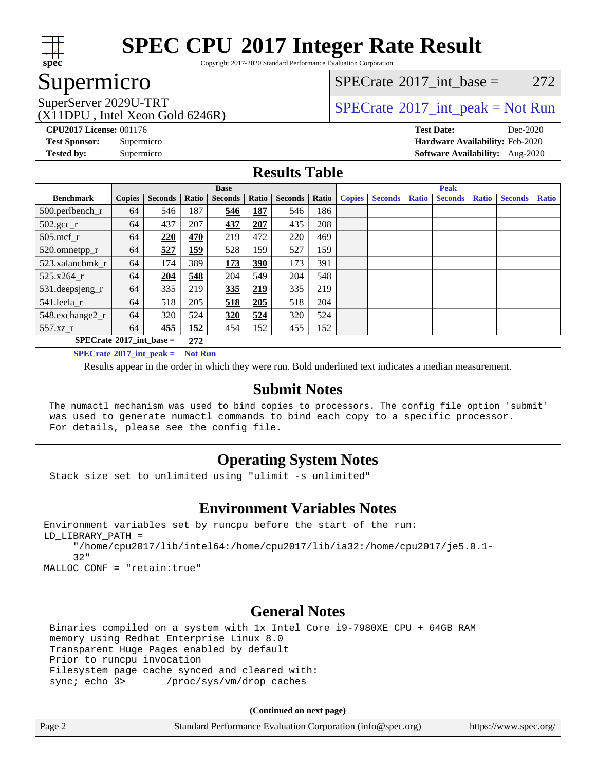# SPEC CPU 2017 Integer Rate Result

Copyright 2017-2020 Standard Performance Evaluation Corporation

# Supermicro

SuperServer 2029U-TRT
(X11DPU , Intel Xeon Gold 6246R)

SPECrate 2017_int_base = 272

SPECrate 2017_int_peak = Not Run

**CPU2017 License:** 001176
**Test Sponsor:** Supermicro
**Tested by:** Supermicro

**Test Date:** Dec-2020
**Hardware Availability:** Feb-2020
**Software Availability:** Aug-2020

## Results Table

| | Base | | | | | | | Peak | | | | | | |
|---|---|---|---|---|---|---|---|---|---|---|---|---|---|---|
| **Benchmark** | **Copies** | **Seconds** | **Ratio** | **Seconds** | **Ratio** | **Seconds** | **Ratio** | **Copies** | **Seconds** | **Ratio** | **Seconds** | **Ratio** | **Seconds** | **Ratio** |
| 500.perlbench_r | 64 | 546 | 187 | **546** | **187** | 546 | 186 | | | | | | | |
| 502.gcc_r | 64 | 437 | 207 | **437** | **207** | 435 | 208 | | | | | | | |
| 505.mcf_r | 64 | **220** | **470** | 219 | 472 | 220 | 469 | | | | | | | |
| 520.omnetpp_r | 64 | **527** | **159** | 528 | 159 | 527 | 159 | | | | | | | |
| 523.xalancbmk_r | 64 | 174 | 389 | **173** | **390** | 173 | 391 | | | | | | | |
| 525.x264_r | 64 | **204** | **548** | 204 | 549 | 204 | 548 | | | | | | | |
| 531.deepsjeng_r | 64 | 335 | 219 | **335** | **219** | 335 | 219 | | | | | | | |
| 541.leela_r | 64 | 518 | 205 | **518** | **205** | 518 | 204 | | | | | | | |
| 548.exchange2_r | 64 | 320 | 524 | **320** | **524** | 320 | 524 | | | | | | | |
| 557.xz_r | 64 | **455** | **152** | 454 | 152 | 455 | 152 | | | | | | | |

**SPECrate 2017_int_base = 272**

**SPECrate 2017_int_peak = Not Run**

Results appear in the order in which they were run. Bold underlined text indicates a median measurement.

## Submit Notes

```
The numactl mechanism was used to bind copies to processors. The config file option 'submit'
was used to generate numactl commands to bind each copy to a specific processor.
For details, please see the config file.
```

## Operating System Notes

```
Stack size set to unlimited using "ulimit -s unlimited"
```

## Environment Variables Notes

```
Environment variables set by runcpu before the start of the run:
LD_LIBRARY_PATH =
     "/home/cpu2017/lib/intel64:/home/cpu2017/lib/ia32:/home/cpu2017/je5.0.1-
     32"
MALLOC_CONF = "retain:true"
```

## General Notes

```
Binaries compiled on a system with 1x Intel Core i9-7980XE CPU + 64GB RAM
memory using Redhat Enterprise Linux 8.0
Transparent Huge Pages enabled by default
Prior to runcpu invocation
Filesystem page cache synced and cleared with:
sync; echo 3>       /proc/sys/vm/drop_caches
```

**(Continued on next page)**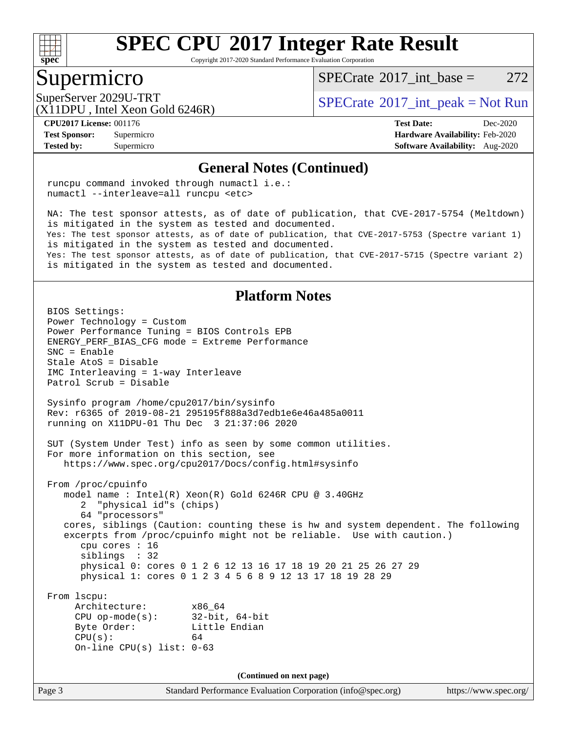## General Notes (Continued)

```
runcpu command invoked through numactl i.e.:
numactl --interleave=all runcpu <etc>

NA: The test sponsor attests, as of date of publication, that CVE-2017-5754 (Meltdown)
is mitigated in the system as tested and documented.
Yes: The test sponsor attests, as of date of publication, that CVE-2017-5753 (Spectre variant 1)
is mitigated in the system as tested and documented.
Yes: The test sponsor attests, as of date of publication, that CVE-2017-5715 (Spectre variant 2)
is mitigated in the system as tested and documented.
```

## Platform Notes

```
BIOS Settings:
Power Technology = Custom
Power Performance Tuning = BIOS Controls EPB
ENERGY_PERF_BIAS_CFG mode = Extreme Performance
SNC = Enable
Stale AtoS = Disable
IMC Interleaving = 1-way Interleave
Patrol Scrub = Disable

Sysinfo program /home/cpu2017/bin/sysinfo
Rev: r6365 of 2019-08-21 295195f888a3d7edb1e6e46a485a0011
running on X11DPU-01 Thu Dec  3 21:37:06 2020

SUT (System Under Test) info as seen by some common utilities.
For more information on this section, see
   https://www.spec.org/cpu2017/Docs/config.html#sysinfo

From /proc/cpuinfo
   model name : Intel(R) Xeon(R) Gold 6246R CPU @ 3.40GHz
      2  "physical id"s (chips)
      64 "processors"
   cores, siblings (Caution: counting these is hw and system dependent. The following
   excerpts from /proc/cpuinfo might not be reliable.  Use with caution.)
      cpu cores : 16
      siblings  : 32
      physical 0: cores 0 1 2 6 12 13 16 17 18 19 20 21 25 26 27 29
      physical 1: cores 0 1 2 3 4 5 6 8 9 12 13 17 18 19 28 29

From lscpu:
     Architecture:        x86_64
     CPU op-mode(s):      32-bit, 64-bit
     Byte Order:          Little Endian
     CPU(s):              64
     On-line CPU(s) list: 0-63
```

(Continued on next page)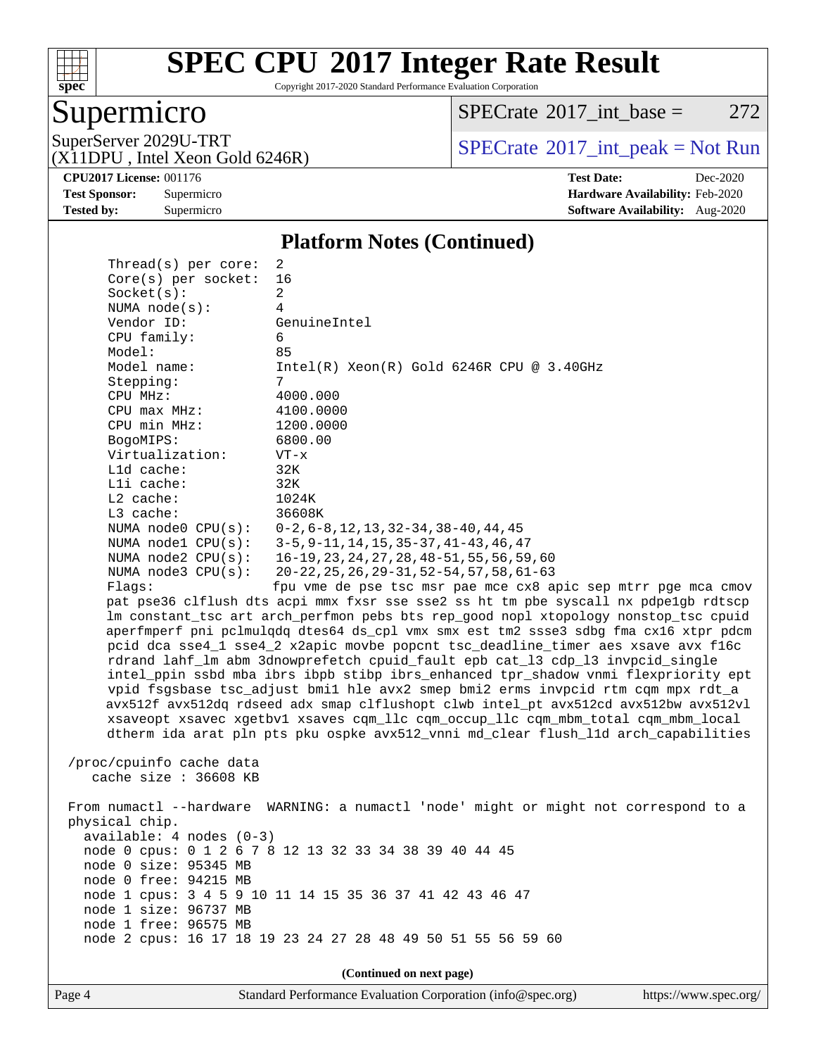## Platform Notes (Continued)

```
    Thread(s) per core:  2
    Core(s) per socket:  16
    Socket(s):           2
    NUMA node(s):        4
    Vendor ID:           GenuineIntel
    CPU family:          6
    Model:               85
    Model name:          Intel(R) Xeon(R) Gold 6246R CPU @ 3.40GHz
    Stepping:            7
    CPU MHz:             4000.000
    CPU max MHz:         4100.0000
    CPU min MHz:         1200.0000
    BogoMIPS:            6800.00
    Virtualization:      VT-x
    L1d cache:           32K
    L1i cache:           32K
    L2 cache:            1024K
    L3 cache:            36608K
    NUMA node0 CPU(s):   0-2,6-8,12,13,32-34,38-40,44,45
    NUMA node1 CPU(s):   3-5,9-11,14,15,35-37,41-43,46,47
    NUMA node2 CPU(s):   16-19,23,24,27,28,48-51,55,56,59,60
    NUMA node3 CPU(s):   20-22,25,26,29-31,52-54,57,58,61-63
    Flags:               fpu vme de pse tsc msr pae mce cx8 apic sep mtrr pge mca cmov
    pat pse36 clflush dts acpi mmx fxsr sse sse2 ss ht tm pbe syscall nx pdpe1gb rdtscp
    lm constant_tsc art arch_perfmon pebs bts rep_good nopl xtopology nonstop_tsc cpuid
    aperfmperf pni pclmulqdq dtes64 ds_cpl vmx smx est tm2 ssse3 sdbg fma cx16 xtpr pdcm
    pcid dca sse4_1 sse4_2 x2apic movbe popcnt tsc_deadline_timer aes xsave avx f16c
    rdrand lahf_lm abm 3dnowprefetch cpuid_fault epb cat_l3 cdp_l3 invpcid_single
    intel_ppin ssbd mba ibrs ibpb stibp ibrs_enhanced tpr_shadow vnmi flexpriority ept
    vpid fsgsbase tsc_adjust bmi1 hle avx2 smep bmi2 erms invpcid rtm cqm mpx rdt_a
    avx512f avx512dq rdseed adx smap clflushopt clwb intel_pt avx512cd avx512bw avx512vl
    xsaveopt xsavec xgetbv1 xsaves cqm_llc cqm_occup_llc cqm_mbm_total cqm_mbm_local
    dtherm ida arat pln pts pku ospke avx512_vnni md_clear flush_l1d arch_capabilities

 /proc/cpuinfo cache data
    cache size : 36608 KB

 From numactl --hardware  WARNING: a numactl 'node' might or might not correspond to a
 physical chip.
   available: 4 nodes (0-3)
   node 0 cpus: 0 1 2 6 7 8 12 13 32 33 34 38 39 40 44 45
   node 0 size: 95345 MB
   node 0 free: 94215 MB
   node 1 cpus: 3 4 5 9 10 11 14 15 35 36 37 41 42 43 46 47
   node 1 size: 96737 MB
   node 1 free: 96575 MB
   node 2 cpus: 16 17 18 19 23 24 27 28 48 49 50 51 55 56 59 60
```

(Continued on next page)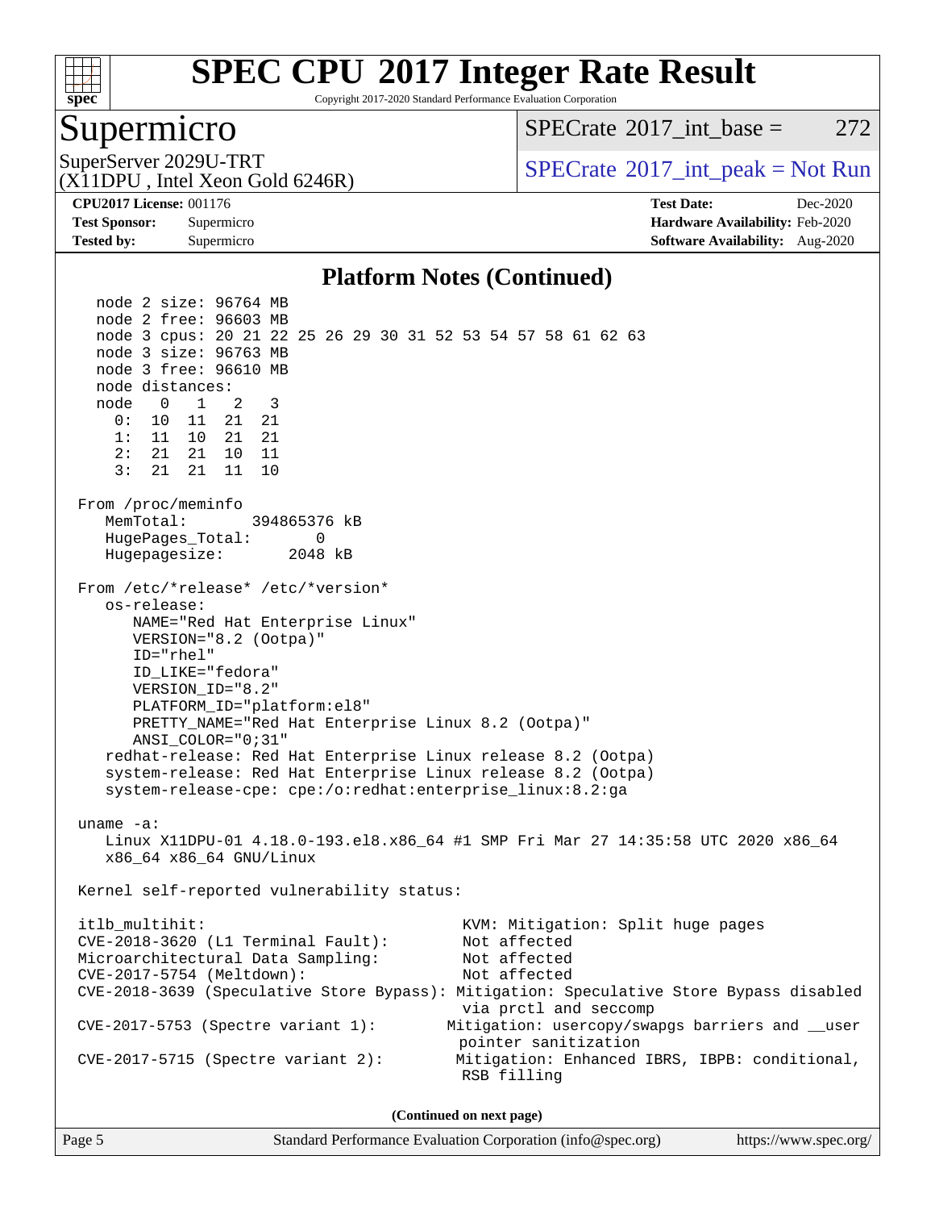## Platform Notes (Continued)

```
   node 2 size: 96764 MB
   node 2 free: 96603 MB
   node 3 cpus: 20 21 22 25 26 29 30 31 52 53 54 57 58 61 62 63
   node 3 size: 96763 MB
   node 3 free: 96610 MB
   node distances:
   node   0   1   2   3
     0:  10  11  21  21
     1:  11  10  21  21
     2:  21  21  10  11
     3:  21  21  11  10

 From /proc/meminfo
    MemTotal:       394865376 kB
    HugePages_Total:       0
    Hugepagesize:       2048 kB

 From /etc/*release* /etc/*version*
    os-release:
       NAME="Red Hat Enterprise Linux"
       VERSION="8.2 (Ootpa)"
       ID="rhel"
       ID_LIKE="fedora"
       VERSION_ID="8.2"
       PLATFORM_ID="platform:el8"
       PRETTY_NAME="Red Hat Enterprise Linux 8.2 (Ootpa)"
       ANSI_COLOR="0;31"
    redhat-release: Red Hat Enterprise Linux release 8.2 (Ootpa)
    system-release: Red Hat Enterprise Linux release 8.2 (Ootpa)
    system-release-cpe: cpe:/o:redhat:enterprise_linux:8.2:ga

 uname -a:
    Linux X11DPU-01 4.18.0-193.el8.x86_64 #1 SMP Fri Mar 27 14:35:58 UTC 2020 x86_64
    x86_64 x86_64 GNU/Linux

 Kernel self-reported vulnerability status:

 itlb_multihit:                                         KVM: Mitigation: Split huge pages
 CVE-2018-3620 (L1 Terminal Fault):                     Not affected
 Microarchitectural Data Sampling:                      Not affected
 CVE-2017-5754 (Meltdown):                              Not affected
 CVE-2018-3639 (Speculative Store Bypass): Mitigation: Speculative Store Bypass disabled
                                                        via prctl and seccomp
 CVE-2017-5753 (Spectre variant 1):                    Mitigation: usercopy/swapgs barriers and __user
                                                        pointer sanitization
 CVE-2017-5715 (Spectre variant 2):                     Mitigation: Enhanced IBRS, IBPB: conditional,
                                                        RSB filling
```

(Continued on next page)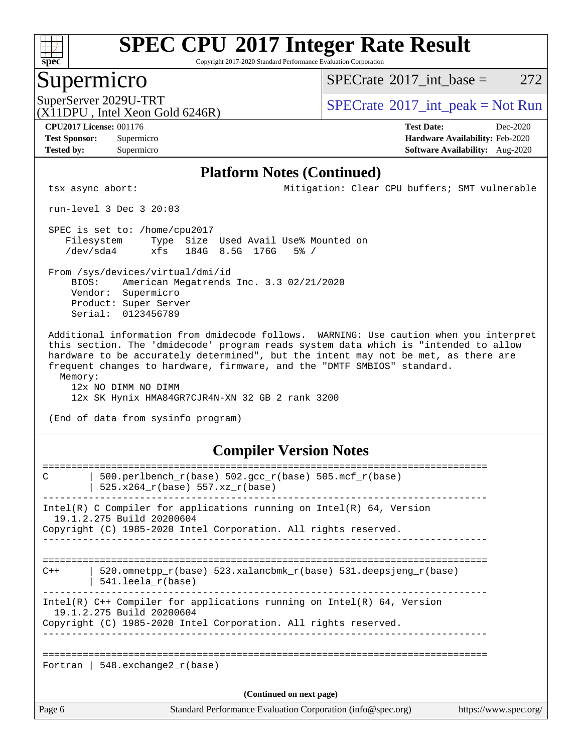## Platform Notes (Continued)

```
tsx_async_abort:                          Mitigation: Clear CPU buffers; SMT vulnerable

run-level 3 Dec 3 20:03

SPEC is set to: /home/cpu2017
   Filesystem     Type  Size  Used Avail Use% Mounted on
   /dev/sda4      xfs   184G  8.5G  176G   5% /

From /sys/devices/virtual/dmi/id
    BIOS:    American Megatrends Inc. 3.3 02/21/2020
    Vendor:  Supermicro
    Product: Super Server
    Serial:  0123456789

Additional information from dmidecode follows.  WARNING: Use caution when you interpret
this section. The 'dmidecode' program reads system data which is "intended to allow
hardware to be accurately determined", but the intent may not be met, as there are
frequent changes to hardware, firmware, and the "DMTF SMBIOS" standard.
  Memory:
    12x NO DIMM NO DIMM
    12x SK Hynix HMA84GR7CJR4N-XN 32 GB 2 rank 3200

(End of data from sysinfo program)
```

## Compiler Version Notes

```
==============================================================================
C       | 500.perlbench_r(base) 502.gcc_r(base) 505.mcf_r(base)
        | 525.x264_r(base) 557.xz_r(base)
------------------------------------------------------------------------------
Intel(R) C Compiler for applications running on Intel(R) 64, Version
  19.1.2.275 Build 20200604
Copyright (C) 1985-2020 Intel Corporation. All rights reserved.
------------------------------------------------------------------------------

==============================================================================
C++     | 520.omnetpp_r(base) 523.xalancbmk_r(base) 531.deepsjeng_r(base)
        | 541.leela_r(base)
------------------------------------------------------------------------------
Intel(R) C++ Compiler for applications running on Intel(R) 64, Version
  19.1.2.275 Build 20200604
Copyright (C) 1985-2020 Intel Corporation. All rights reserved.
------------------------------------------------------------------------------

==============================================================================
Fortran | 548.exchange2_r(base)
```

(Continued on next page)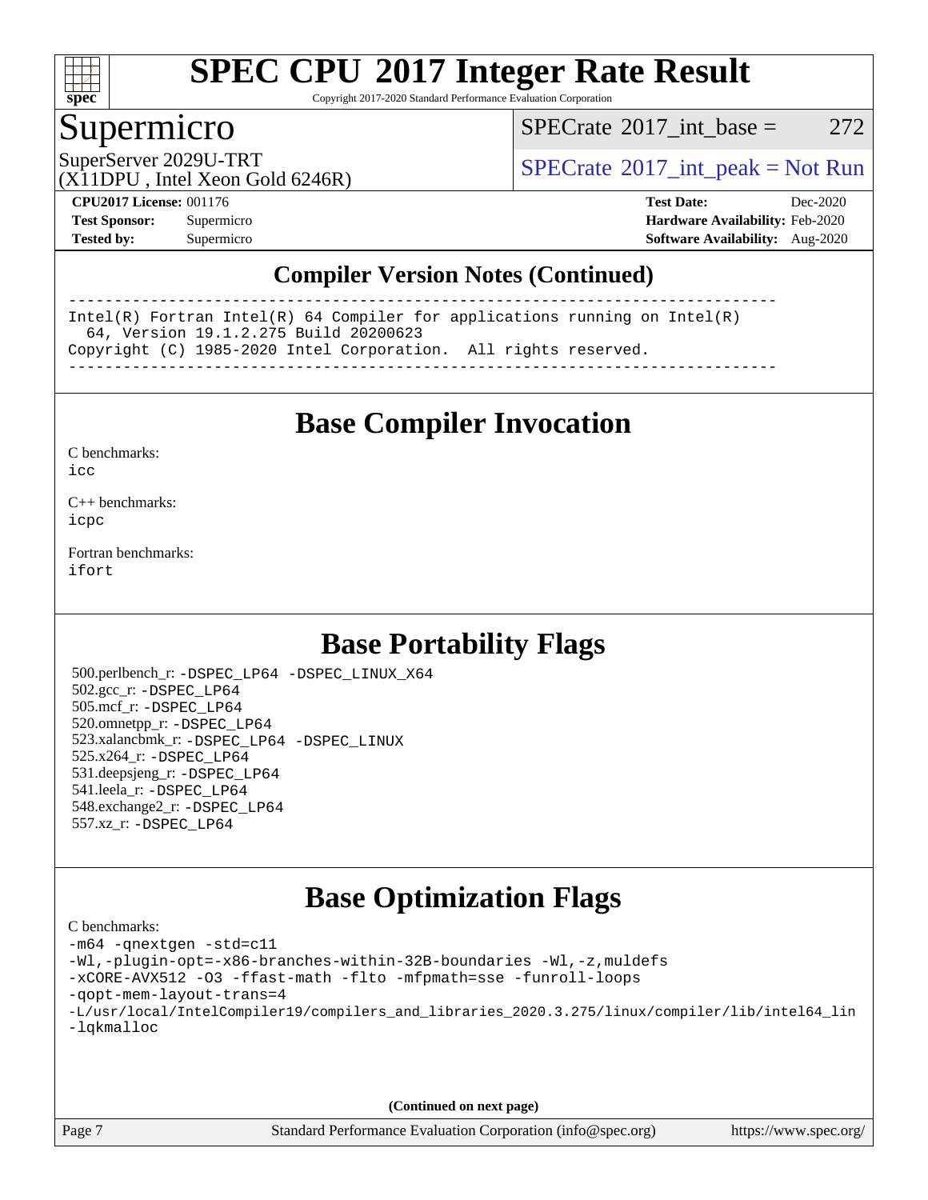# SPEC CPU 2017 Integer Rate Result

Copyright 2017-2020 Standard Performance Evaluation Corporation

## Supermicro

SuperServer 2029U-TRT
(X11DPU , Intel Xeon Gold 6246R)

SPECrate 2017_int_base = 272

SPECrate 2017_int_peak = Not Run

**CPU2017 License:** 001176
**Test Sponsor:** Supermicro
**Tested by:** Supermicro

**Test Date:** Dec-2020
**Hardware Availability:** Feb-2020
**Software Availability:** Aug-2020

## Compiler Version Notes (Continued)

```
------------------------------------------------------------------------------
Intel(R) Fortran Intel(R) 64 Compiler for applications running on Intel(R)
  64, Version 19.1.2.275 Build 20200623
Copyright (C) 1985-2020 Intel Corporation.  All rights reserved.
------------------------------------------------------------------------------
```

## Base Compiler Invocation

C benchmarks:
icc

C++ benchmarks:
icpc

Fortran benchmarks:
ifort

## Base Portability Flags

500.perlbench_r: -DSPEC_LP64 -DSPEC_LINUX_X64
502.gcc_r: -DSPEC_LP64
505.mcf_r: -DSPEC_LP64
520.omnetpp_r: -DSPEC_LP64
523.xalancbmk_r: -DSPEC_LP64 -DSPEC_LINUX
525.x264_r: -DSPEC_LP64
531.deepsjeng_r: -DSPEC_LP64
541.leela_r: -DSPEC_LP64
548.exchange2_r: -DSPEC_LP64
557.xz_r: -DSPEC_LP64

## Base Optimization Flags

C benchmarks:

```
-m64 -qnextgen -std=c11
-Wl,-plugin-opt=-x86-branches-within-32B-boundaries -Wl,-z,muldefs
-xCORE-AVX512 -O3 -ffast-math -flto -mfpmath=sse -funroll-loops
-qopt-mem-layout-trans=4
-L/usr/local/IntelCompiler19/compilers_and_libraries_2020.3.275/linux/compiler/lib/intel64_lin
-lqkmalloc
```

(Continued on next page)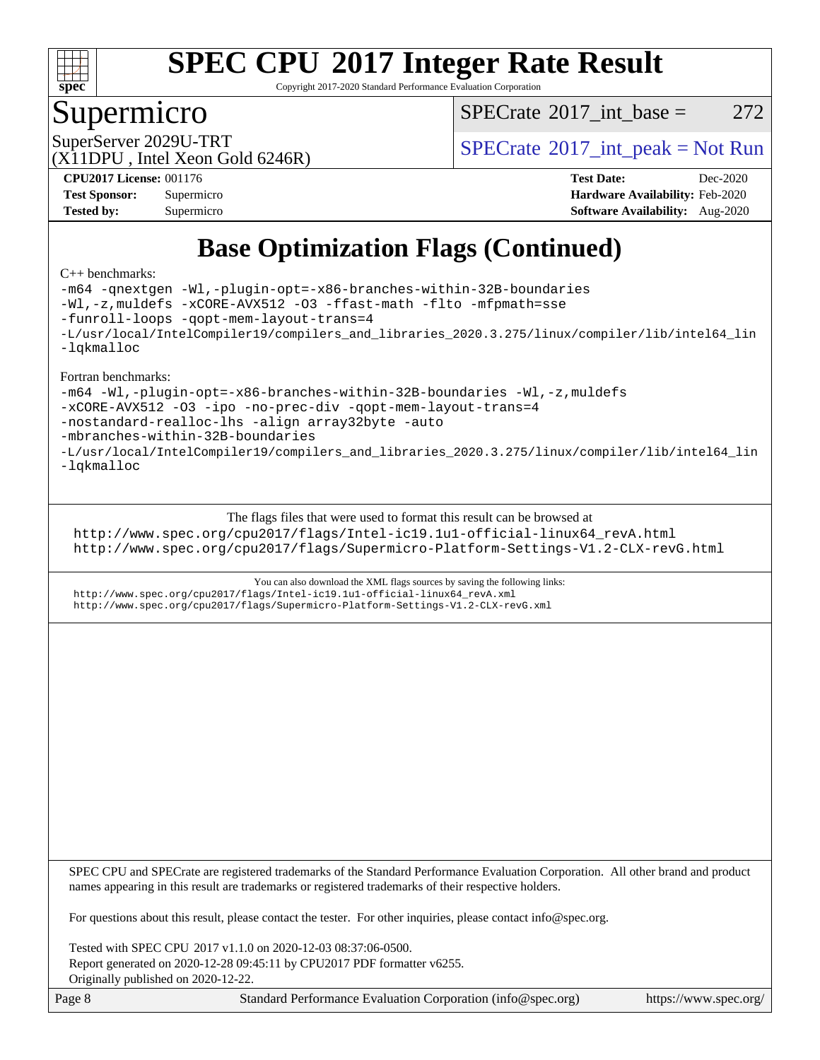# Base Optimization Flags (Continued)

C++ benchmarks:

```
-m64 -qnextgen -Wl,-plugin-opt=-x86-branches-within-32B-boundaries
-Wl,-z,muldefs -xCORE-AVX512 -O3 -ffast-math -flto -mfpmath=sse
-funroll-loops -qopt-mem-layout-trans=4
-L/usr/local/IntelCompiler19/compilers_and_libraries_2020.3.275/linux/compiler/lib/intel64_lin
-lqkmalloc
```

Fortran benchmarks:

```
-m64 -Wl,-plugin-opt=-x86-branches-within-32B-boundaries -Wl,-z,muldefs
-xCORE-AVX512 -O3 -ipo -no-prec-div -qopt-mem-layout-trans=4
-nostandard-realloc-lhs -align array32byte -auto
-mbranches-within-32B-boundaries
-L/usr/local/IntelCompiler19/compilers_and_libraries_2020.3.275/linux/compiler/lib/intel64_lin
-lqkmalloc
```

The flags files that were used to format this result can be browsed at
http://www.spec.org/cpu2017/flags/Intel-ic19.1u1-official-linux64_revA.html
http://www.spec.org/cpu2017/flags/Supermicro-Platform-Settings-V1.2-CLX-revG.html

You can also download the XML flags sources by saving the following links:
http://www.spec.org/cpu2017/flags/Intel-ic19.1u1-official-linux64_revA.xml
http://www.spec.org/cpu2017/flags/Supermicro-Platform-Settings-V1.2-CLX-revG.xml

SPEC CPU and SPECrate are registered trademarks of the Standard Performance Evaluation Corporation. All other brand and product names appearing in this result are trademarks or registered trademarks of their respective holders.

For questions about this result, please contact the tester. For other inquiries, please contact info@spec.org.

Tested with SPEC CPU 2017 v1.1.0 on 2020-12-03 08:37:06-0500.
Report generated on 2020-12-28 09:45:11 by CPU2017 PDF formatter v6255.
Originally published on 2020-12-22.